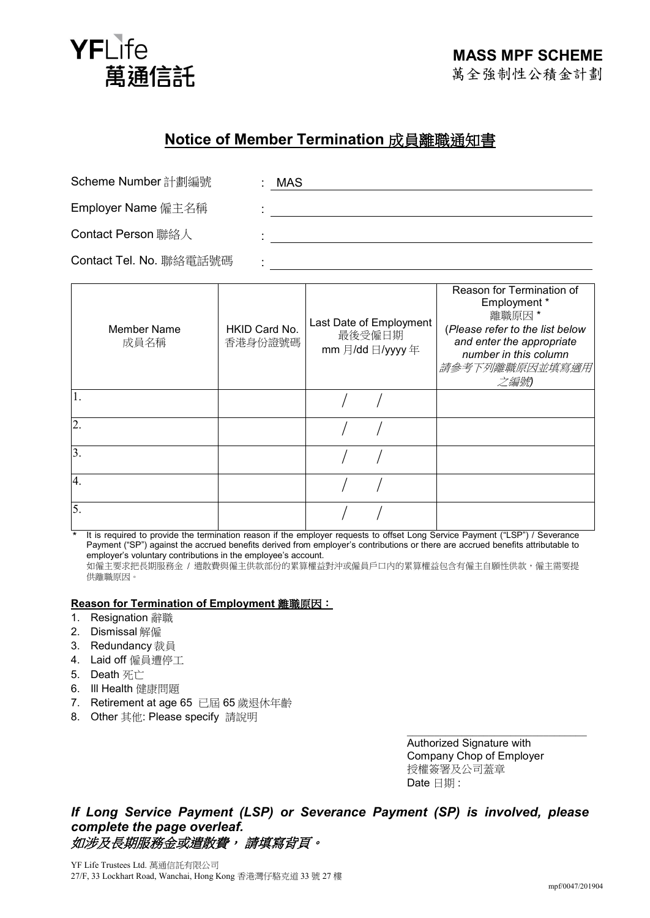YFLife
萬通信託

**MASS MPF SCHEME**
萬全強制性公積金計劃

# Notice of Member Termination 成員離職通知書

Scheme Number 計劃編號 : MAS

Employer Name 僱主名稱 :

Contact Person 聯絡人 :

Contact Tel. No. 聯絡電話號碼 :

| Member Name 成員名稱 | HKID Card No. 香港身份證號碼 | Last Date of Employment 最後受僱日期 mm 月/dd 日/yyyy 年 | Reason for Termination of Employment * 離職原因 * (*Please refer to the list below and enter the appropriate number in this column* *請參考下列離職原因並填寫適用之編號*) |
|---|---|---|---|
| 1. | | / / | |
| 2. | | / / | |
| 3. | | / / | |
| 4. | | / / | |
| 5. | | / / | |

\* It is required to provide the termination reason if the employer requests to offset Long Service Payment ("LSP") / Severance Payment ("SP") against the accrued benefits derived from employer's contributions or there are accrued benefits attributable to employer's voluntary contributions in the employee's account.
如僱主要求把長期服務金 / 遣散費與僱主供款部份的累算權益對沖或僱員戶口內的累算權益包含有僱主自願性供款，僱主需要提供離職原因。

**Reason for Termination of Employment 離職原因：**

1. Resignation 辭職
2. Dismissal 解僱
3. Redundancy 裁員
4. Laid off 僱員遭停工
5. Death 死亡
6. Ill Health 健康問題
7. Retirement at age 65 已屆 65 歲退休年齡
8. Other 其他: Please specify 請說明

Authorized Signature with Company Chop of Employer
授權簽署及公司蓋章
Date 日期 :

***If Long Service Payment (LSP) or Severance Payment (SP) is involved, please complete the page overleaf.***
***如涉及長期服務金或遣散費， 請填寫背頁。***

YF Life Trustees Ltd. 萬通信託有限公司
27/F, 33 Lockhart Road, Wanchai, Hong Kong 香港灣仔駱克道 33 號 27 樓

mpf/0047/201904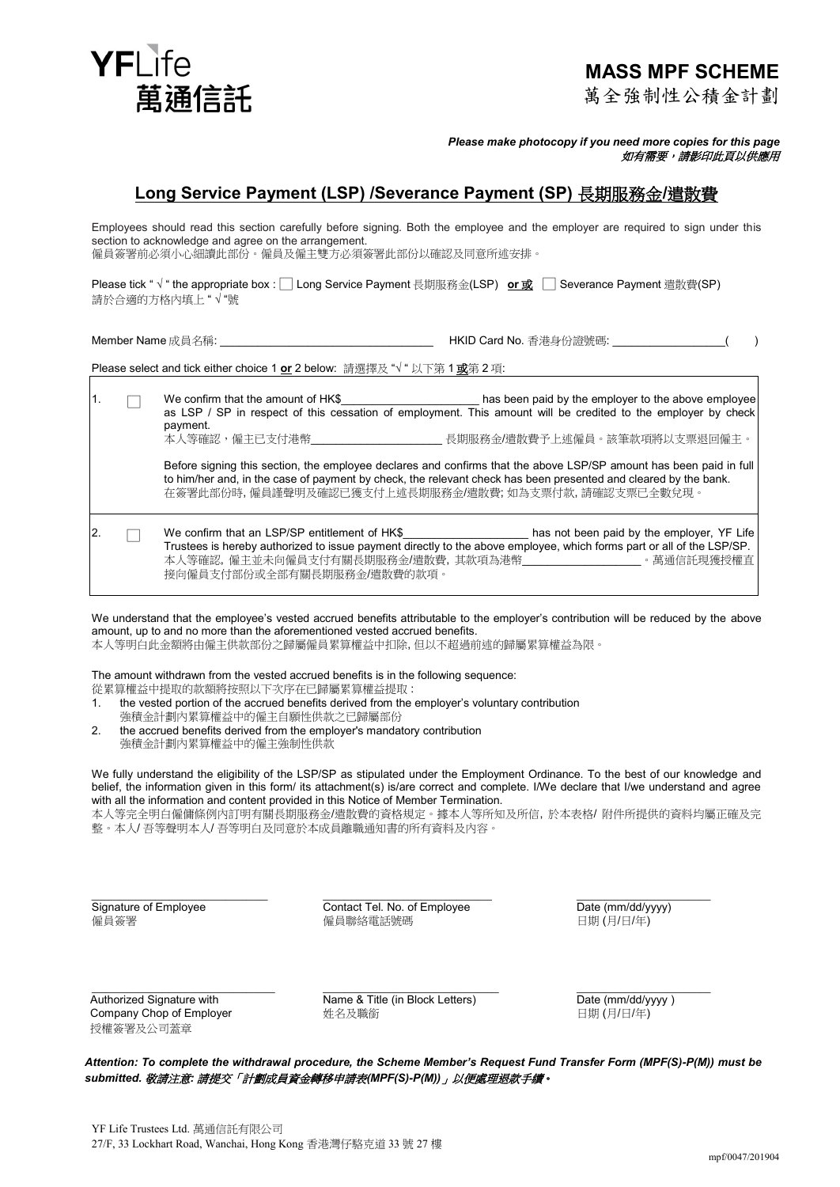**YFLife**
**萬通信託**

**MASS MPF SCHEME**
萬全強制性公積金計劃

***Please make photocopy if you need more copies for this page***
***如有需要，請影印此頁以供應用***

## Long Service Payment (LSP) /Severance Payment (SP) 長期服務金/遣散費

Employees should read this section carefully before signing. Both the employee and the employer are required to sign under this section to acknowledge and agree on the arrangement.
僱員簽署前必須小心細讀此部份。僱員及僱主雙方必須簽署此部份以確認及同意所述安排。

Please tick " √ " the appropriate box : ☐ Long Service Payment 長期服務金(LSP) **or 或** ☐ Severance Payment 遣散費(SP)
請於合適的方格內填上 " √ "號

Member Name 成員名稱: ____________________ HKID Card No. 香港身份證號碼: ____________( )

Please select and tick either choice 1 **or** 2 below: 請選擇及 "√ " 以下第 1 **或**第 2 項:

| | | |
|---|---|---|
| 1. | ☐ | We confirm that the amount of HK$____________ has been paid by the employer to the above employee as LSP / SP in respect of this cessation of employment. This amount will be credited to the employer by check payment.<br>本人等確認，僱主已支付港幣____________ 長期服務金/遣散費予上述僱員。該筆款項將以支票退回僱主。<br><br>Before signing this section, the employee declares and confirms that the above LSP/SP amount has been paid in full to him/her and, in the case of payment by check, the relevant check has been presented and cleared by the bank.<br>在簽署此部份時, 僱員謹聲明及確認已獲支付上述長期服務金/遣散費; 如為支票付款, 請確認支票已全數兌現。 |
| 2. | ☐ | We confirm that an LSP/SP entitlement of HK$____________ has not been paid by the employer, YF Life Trustees is hereby authorized to issue payment directly to the above employee, which forms part or all of the LSP/SP.<br>本人等確認, 僱主並未向僱員支付有關長期服務金/遣散費, 其款項為港幣____________。萬通信託現獲授權直接向僱員支付部份或全部有關長期服務金/遣散費的款項。 |

We understand that the employee's vested accrued benefits attributable to the employer's contribution will be reduced by the above amount, up to and no more than the aforementioned vested accrued benefits.
本人等明白此金額將由僱主供款部份之歸屬僱員累算權益中扣除, 但以不超過前述的歸屬累算權益為限。

The amount withdrawn from the vested accrued benefits is in the following sequence:
從累算權益中提取的款額將按照以下次序在已歸屬累算權益提取 :

1. the vested portion of the accrued benefits derived from the employer's voluntary contribution
   強積金計劃內累算權益中的僱主自願性供款之已歸屬部份
2. the accrued benefits derived from the employer's mandatory contribution
   強積金計劃內累算權益中的僱主強制性供款

We fully understand the eligibility of the LSP/SP as stipulated under the Employment Ordinance. To the best of our knowledge and belief, the information given in this form/ its attachment(s) is/are correct and complete. I/We declare that I/we understand and agree with all the information and content provided in this Notice of Member Termination.
本人等完全明白僱傭條例內訂明有關長期服務金/遣散費的資格規定。據本人等所知及所信，於本表格/ 附件所提供的資料均屬正確及完整。本人/ 吾等聲明本人/ 吾等明白及同意於本成員離職通知書的所有資料及內容。

| | | |
|---|---|---|
| ____________________<br>Signature of Employee<br>僱員簽署 | ____________________<br>Contact Tel. No. of Employee<br>僱員聯絡電話號碼 | ____________________<br>Date (mm/dd/yyyy)<br>日期 (月/日/年) |
| ____________________<br>Authorized Signature with Company Chop of Employer<br>授權簽署及公司蓋章 | ____________________<br>Name & Title (in Block Letters)<br>姓名及職銜 | ____________________<br>Date (mm/dd/yyyy )<br>日期 (月/日/年) |

***Attention: To complete the withdrawal procedure, the Scheme Member's Request Fund Transfer Form (MPF(S)-P(M)) must be submitted. 敬請注意: 請提交「計劃成員資金轉移申請表(MPF(S)-P(M))」以便處理退款手續。***

YF Life Trustees Ltd. 萬通信託有限公司
27/F, 33 Lockhart Road, Wanchai, Hong Kong 香港灣仔駱克道 33 號 27 樓

mpf/0047/201904